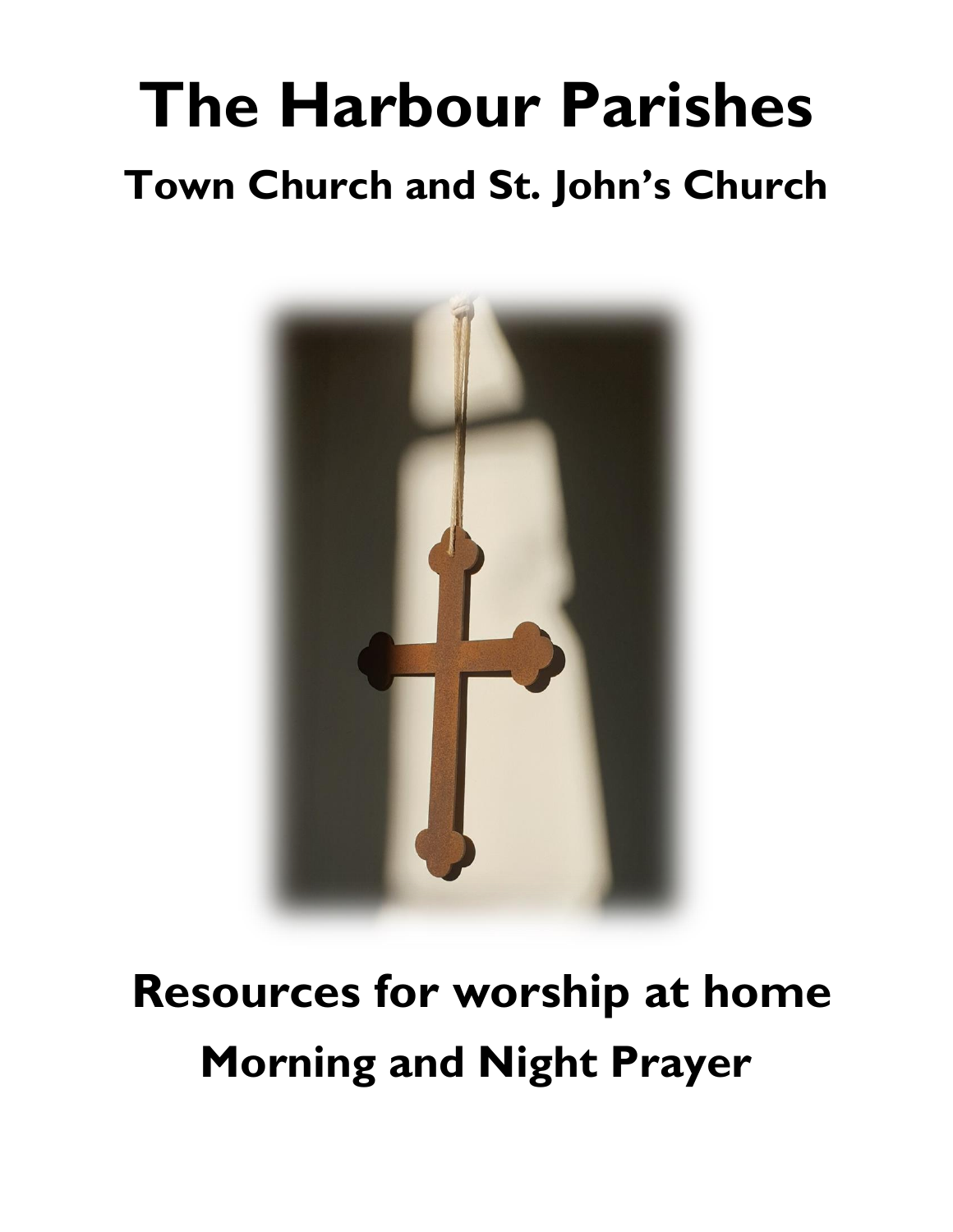# The Harbour Parishes

## Town Church and St. John's Church

## Resources for worship at home

## Morning and Night Prayer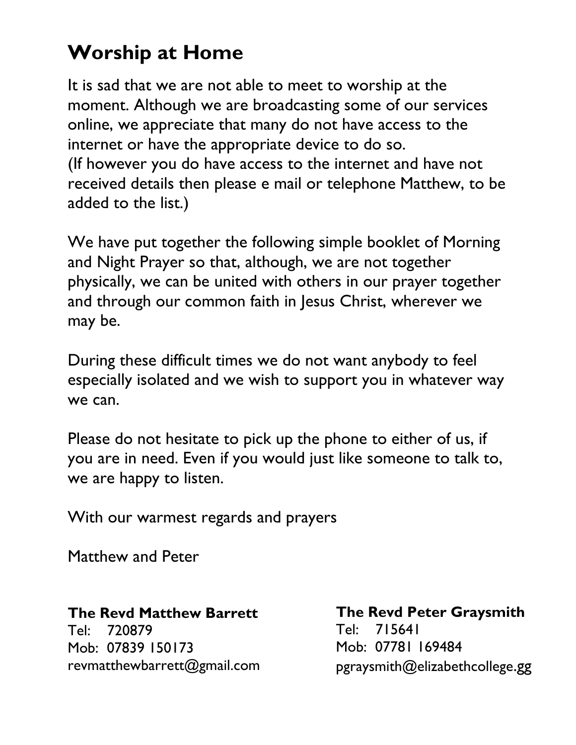# Worship at Home

It is sad that we are not able to meet to worship at the moment. Although we are broadcasting some of our services online, we appreciate that many do not have access to the internet or have the appropriate device to do so.
(If however you do have access to the internet and have not received details then please e mail or telephone Matthew, to be added to the list.)

We have put together the following simple booklet of Morning and Night Prayer so that, although, we are not together physically, we can be united with others in our prayer together and through our common faith in Jesus Christ, wherever we may be.

During these difficult times we do not want anybody to feel especially isolated and we wish to support you in whatever way we can.

Please do not hesitate to pick up the phone to either of us, if you are in need. Even if you would just like someone to talk to, we are happy to listen.

With our warmest regards and prayers

Matthew and Peter

**The Revd Matthew Barrett**
Tel: 720879
Mob: 07839 150173
revmatthewbarrett@gmail.com

**The Revd Peter Graysmith**
Tel: 715641
Mob: 07781 169484
pgraysmith@elizabethcollege.gg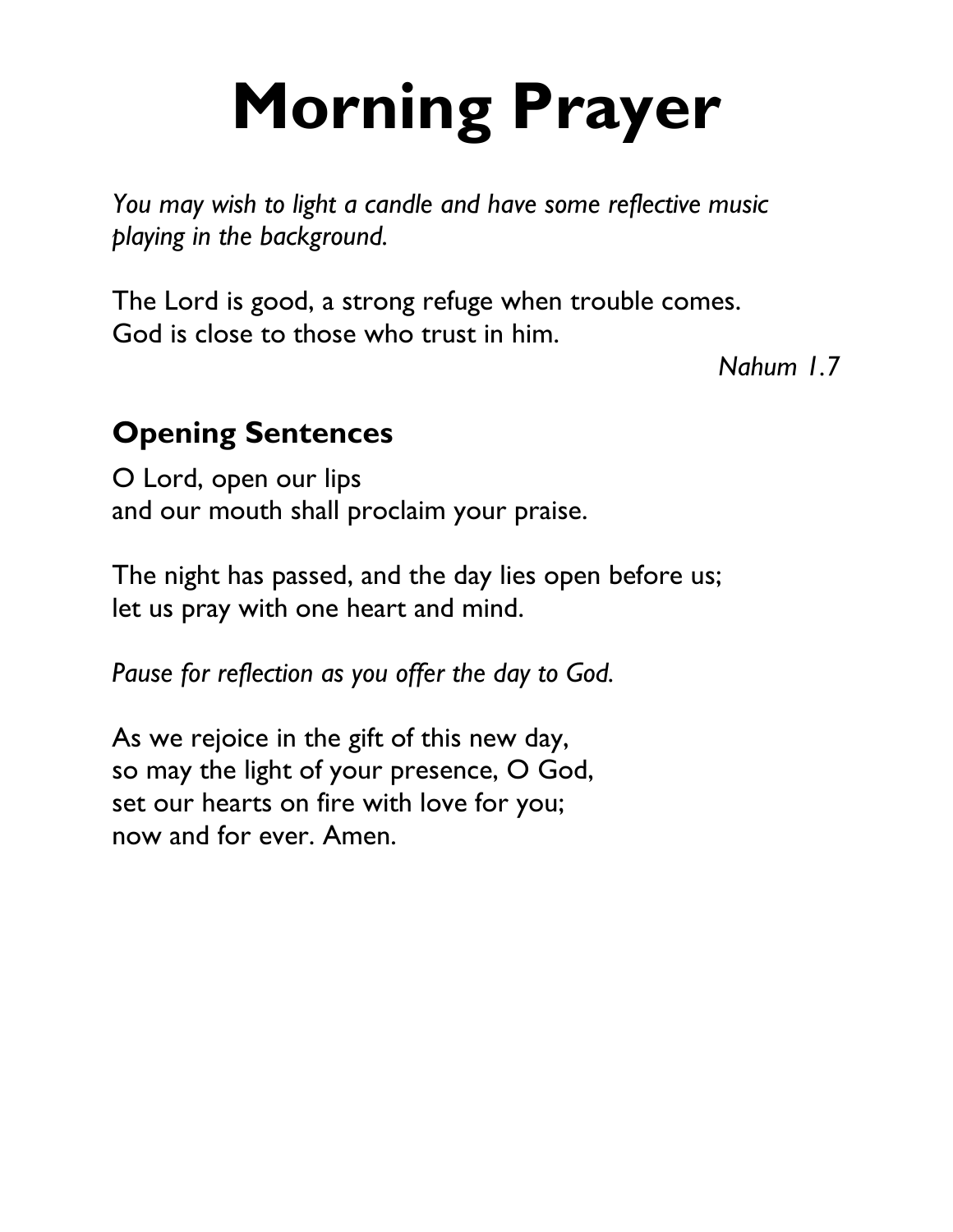# Morning Prayer

*You may wish to light a candle and have some reflective music playing in the background.*

The Lord is good, a strong refuge when trouble comes.
God is close to those who trust in him.

*Nahum 1.7*

## Opening Sentences

O Lord, open our lips
and our mouth shall proclaim your praise.

The night has passed, and the day lies open before us;
let us pray with one heart and mind.

*Pause for reflection as you offer the day to God.*

As we rejoice in the gift of this new day,
so may the light of your presence, O God,
set our hearts on fire with love for you;
now and for ever. Amen.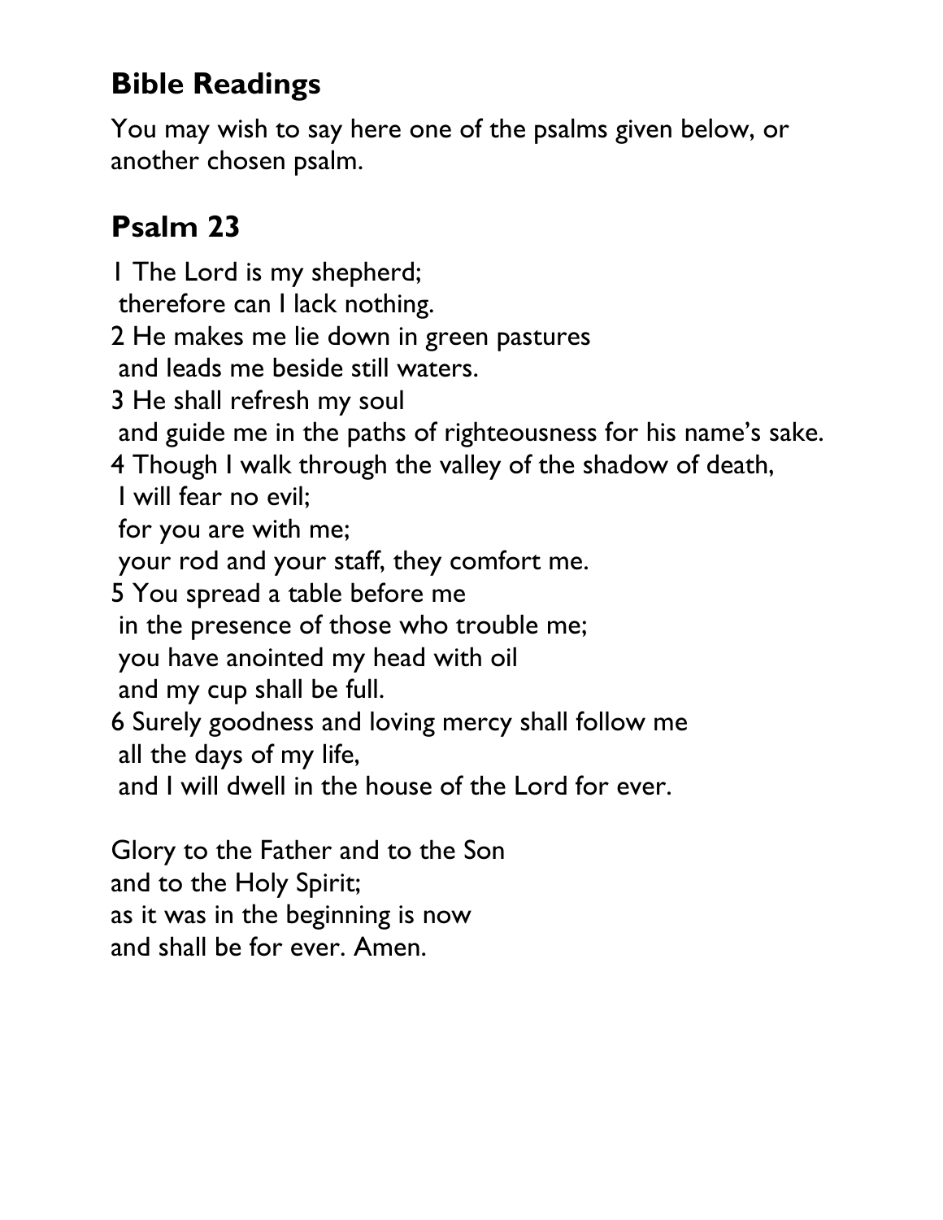## Bible Readings

You may wish to say here one of the psalms given below, or another chosen psalm.

## Psalm 23

1 The Lord is my shepherd;
therefore can I lack nothing.
2 He makes me lie down in green pastures
and leads me beside still waters.
3 He shall refresh my soul
and guide me in the paths of righteousness for his name's sake.
4 Though I walk through the valley of the shadow of death,
I will fear no evil;
for you are with me;
your rod and your staff, they comfort me.
5 You spread a table before me
in the presence of those who trouble me;
you have anointed my head with oil
and my cup shall be full.
6 Surely goodness and loving mercy shall follow me
all the days of my life,
and I will dwell in the house of the Lord for ever.

Glory to the Father and to the Son
and to the Holy Spirit;
as it was in the beginning is now
and shall be for ever. Amen.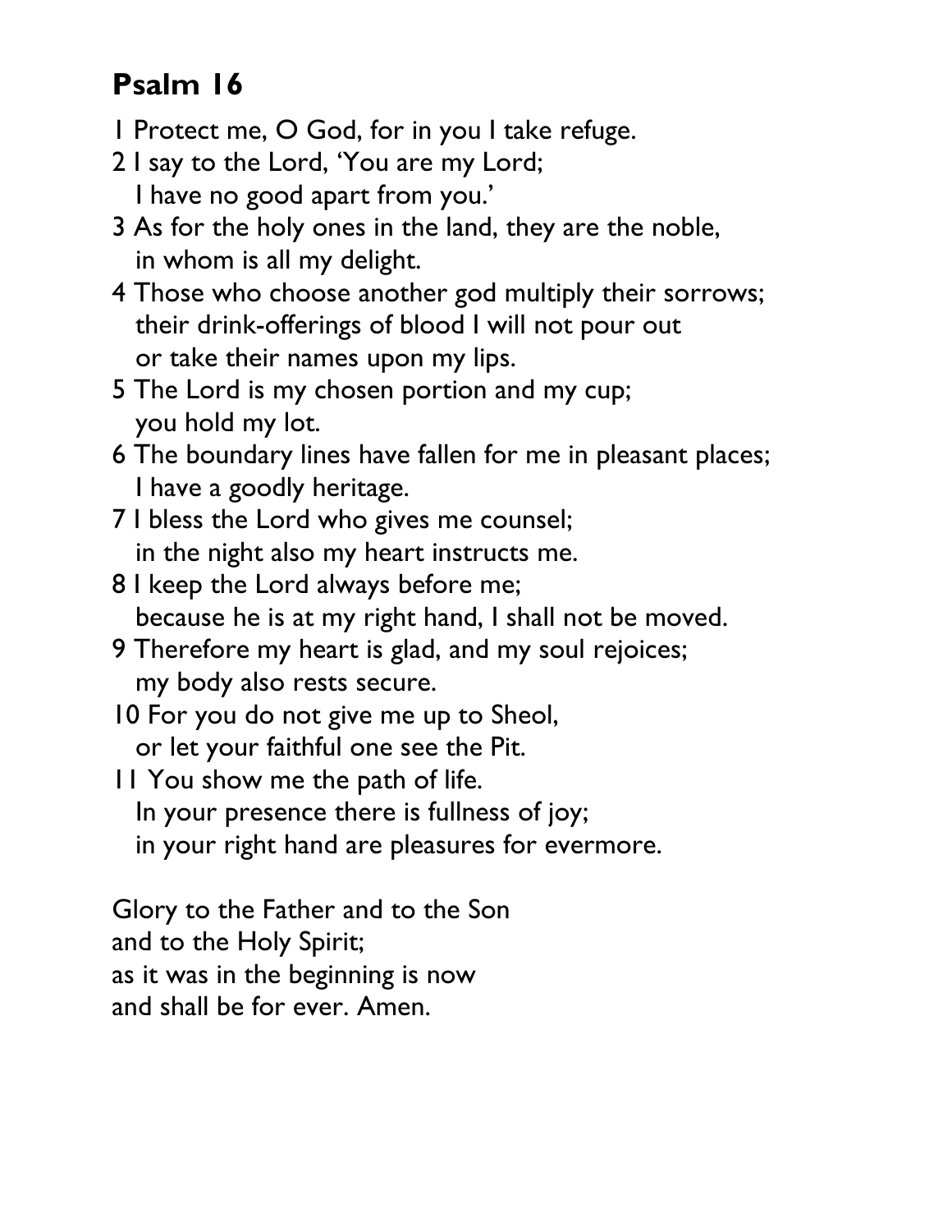## Psalm 16

1 Protect me, O God, for in you I take refuge.  
2 I say to the Lord, 'You are my Lord;  
   I have no good apart from you.'  
3 As for the holy ones in the land, they are the noble,  
   in whom is all my delight.  
4 Those who choose another god multiply their sorrows;  
   their drink-offerings of blood I will not pour out  
   or take their names upon my lips.  
5 The Lord is my chosen portion and my cup;  
   you hold my lot.  
6 The boundary lines have fallen for me in pleasant places;  
   I have a goodly heritage.  
7 I bless the Lord who gives me counsel;  
   in the night also my heart instructs me.  
8 I keep the Lord always before me;  
   because he is at my right hand, I shall not be moved.  
9 Therefore my heart is glad, and my soul rejoices;  
   my body also rests secure.  
10 For you do not give me up to Sheol,  
   or let your faithful one see the Pit.  
11 You show me the path of life.  
   In your presence there is fullness of joy;  
   in your right hand are pleasures for evermore.

Glory to the Father and to the Son  
and to the Holy Spirit;  
as it was in the beginning is now  
and shall be for ever. Amen.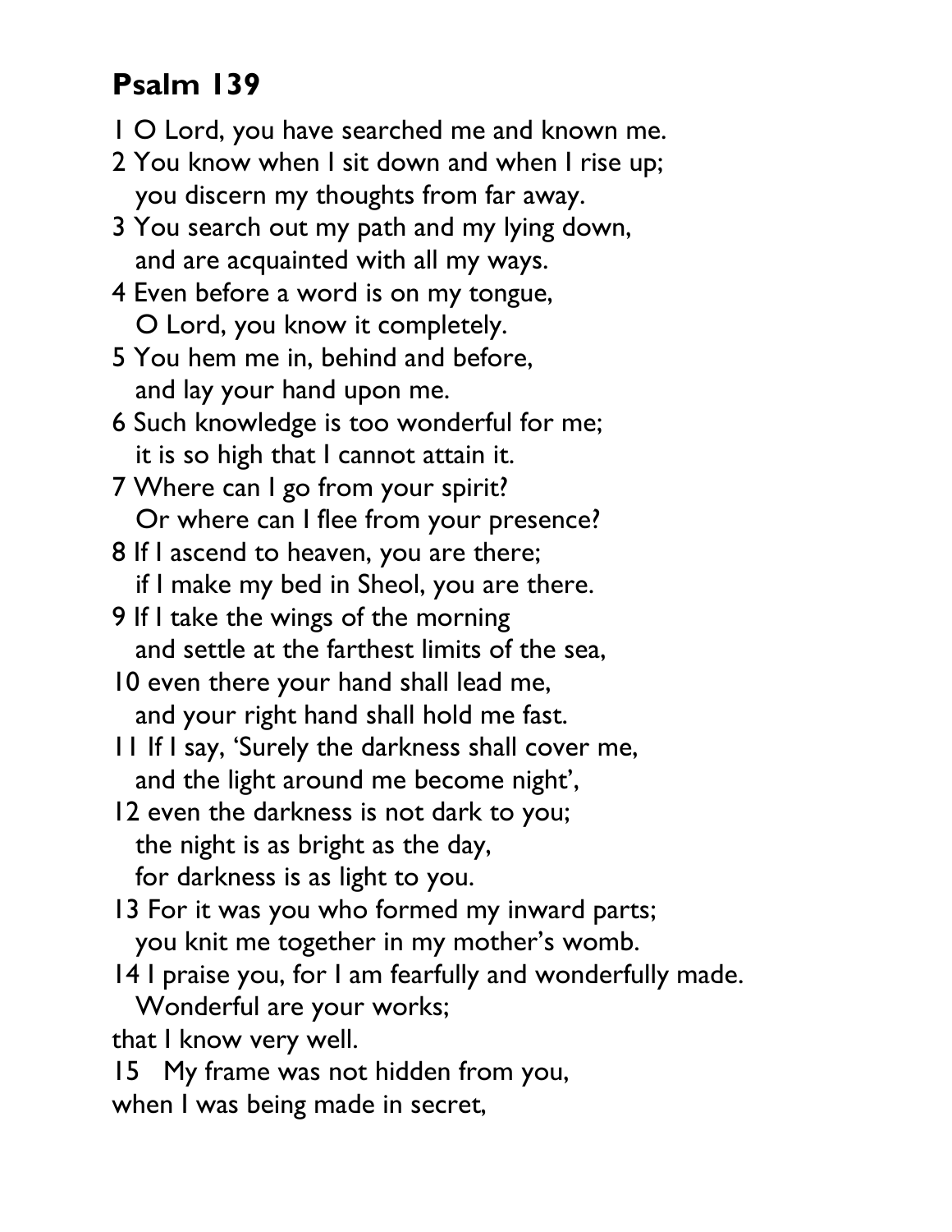## Psalm 139

1 O Lord, you have searched me and known me.  
2 You know when I sit down and when I rise up;  
you discern my thoughts from far away.  
3 You search out my path and my lying down,  
and are acquainted with all my ways.  
4 Even before a word is on my tongue,  
O Lord, you know it completely.  
5 You hem me in, behind and before,  
and lay your hand upon me.  
6 Such knowledge is too wonderful for me;  
it is so high that I cannot attain it.  
7 Where can I go from your spirit?  
Or where can I flee from your presence?  
8 If I ascend to heaven, you are there;  
if I make my bed in Sheol, you are there.  
9 If I take the wings of the morning  
and settle at the farthest limits of the sea,  
10 even there your hand shall lead me,  
and your right hand shall hold me fast.  
11 If I say, 'Surely the darkness shall cover me,  
and the light around me become night',  
12 even the darkness is not dark to you;  
the night is as bright as the day,  
for darkness is as light to you.  
13 For it was you who formed my inward parts;  
you knit me together in my mother's womb.  
14 I praise you, for I am fearfully and wonderfully made.  
Wonderful are your works;  
that I know very well.  
15 My frame was not hidden from you,  
when I was being made in secret,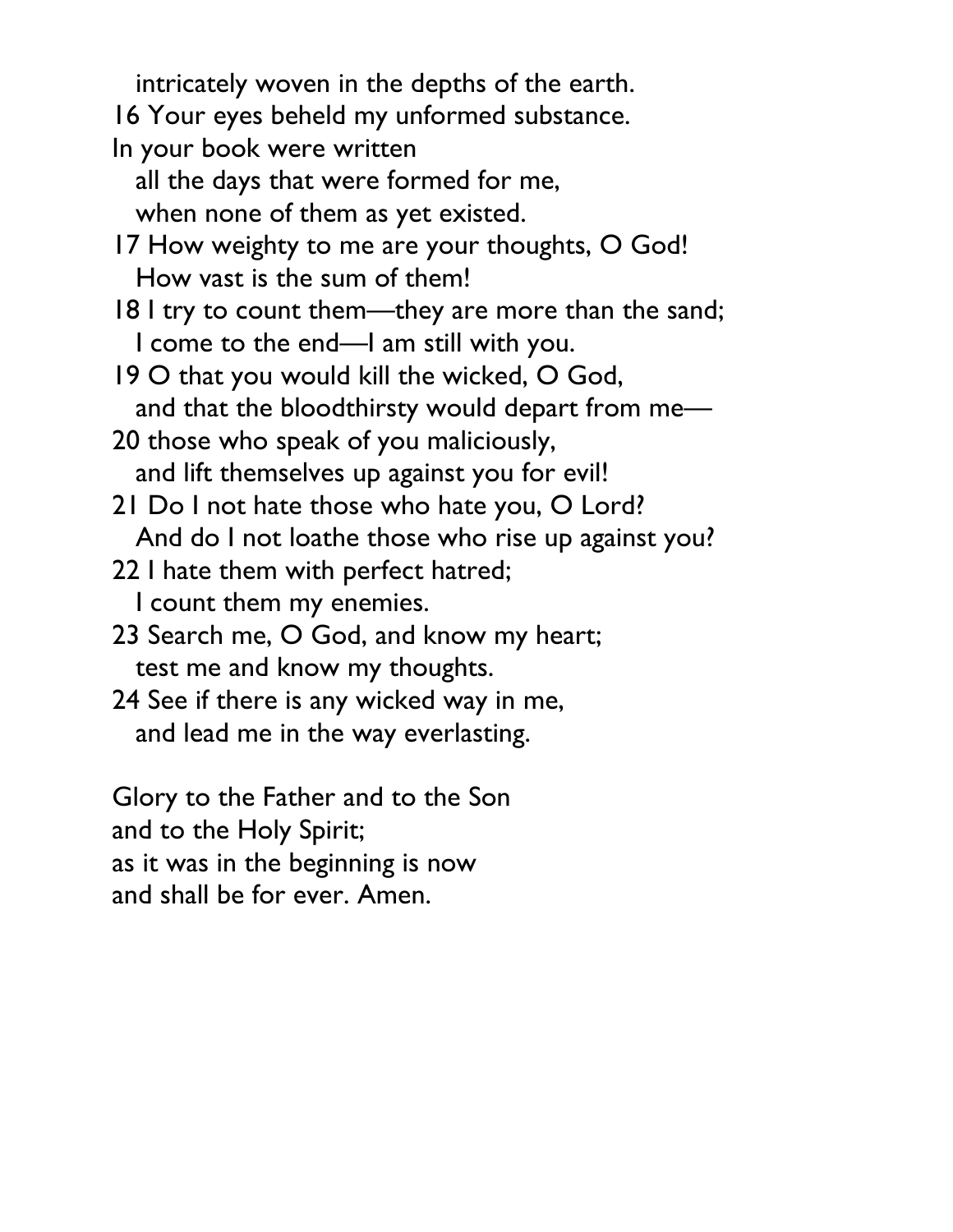intricately woven in the depths of the earth.
16 Your eyes beheld my unformed substance.
In your book were written
all the days that were formed for me,
when none of them as yet existed.
17 How weighty to me are your thoughts, O God!
How vast is the sum of them!
18 I try to count them—they are more than the sand;
I come to the end—I am still with you.
19 O that you would kill the wicked, O God,
and that the bloodthirsty would depart from me—
20 those who speak of you maliciously,
and lift themselves up against you for evil!
21 Do I not hate those who hate you, O Lord?
And do I not loathe those who rise up against you?
22 I hate them with perfect hatred;
I count them my enemies.
23 Search me, O God, and know my heart;
test me and know my thoughts.
24 See if there is any wicked way in me,
and lead me in the way everlasting.

Glory to the Father and to the Son
and to the Holy Spirit;
as it was in the beginning is now
and shall be for ever. Amen.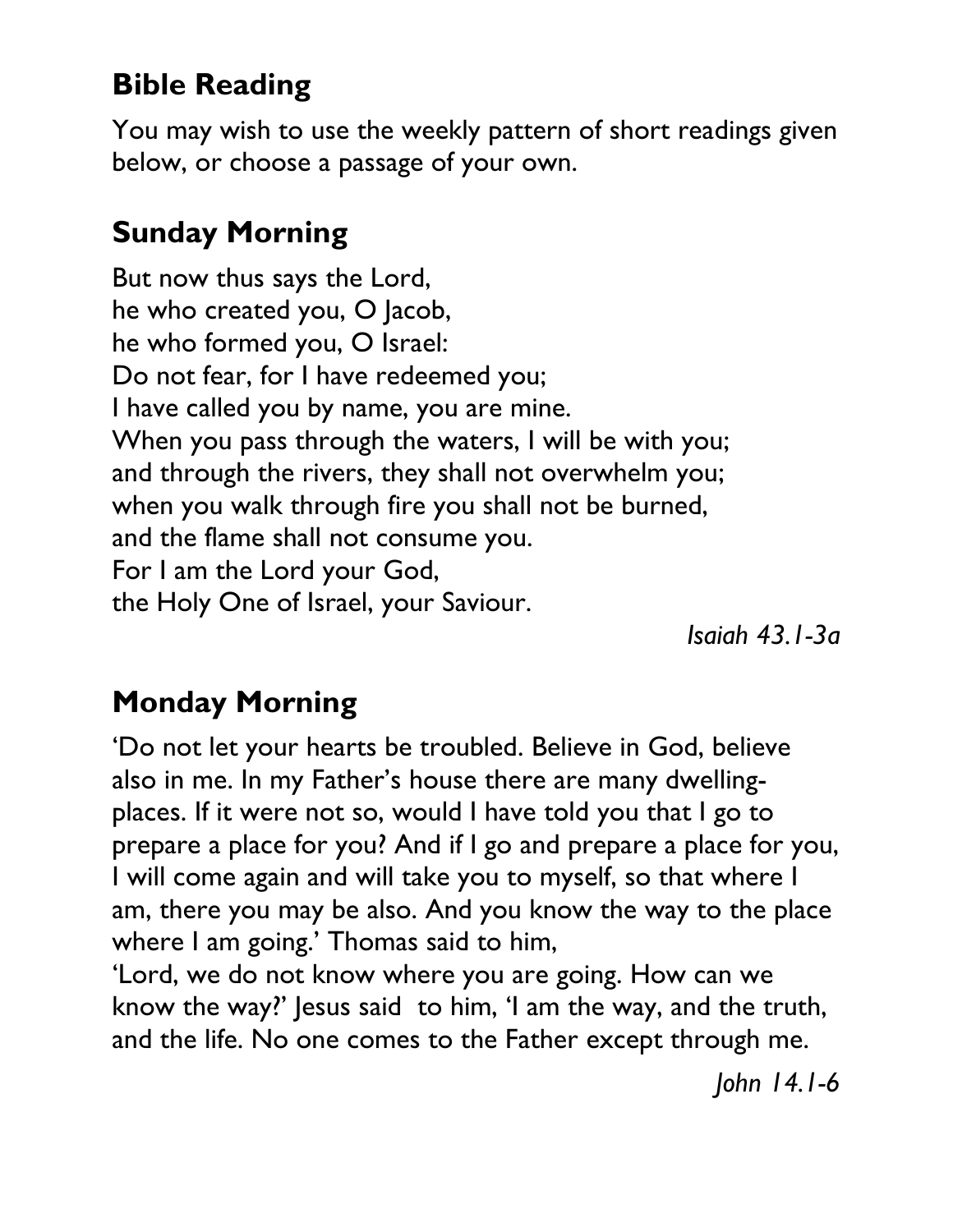## Bible Reading

You may wish to use the weekly pattern of short readings given below, or choose a passage of your own.

## Sunday Morning

But now thus says the Lord,  
he who created you, O Jacob,  
he who formed you, O Israel:  
Do not fear, for I have redeemed you;  
I have called you by name, you are mine.  
When you pass through the waters, I will be with you;  
and through the rivers, they shall not overwhelm you;  
when you walk through fire you shall not be burned,  
and the flame shall not consume you.  
For I am the Lord your God,  
the Holy One of Israel, your Saviour.

*Isaiah 43.1-3a*

## Monday Morning

'Do not let your hearts be troubled. Believe in God, believe also in me. In my Father's house there are many dwelling-places. If it were not so, would I have told you that I go to prepare a place for you? And if I go and prepare a place for you, I will come again and will take you to myself, so that where I am, there you may be also. And you know the way to the place where I am going.' Thomas said to him,
'Lord, we do not know where you are going. How can we know the way?' Jesus said to him, 'I am the way, and the truth, and the life. No one comes to the Father except through me.

*John 14.1-6*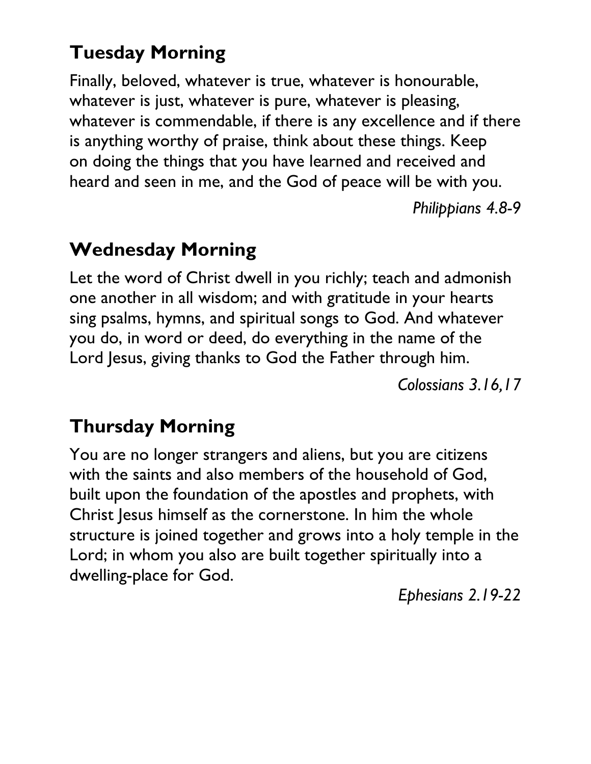## Tuesday Morning

Finally, beloved, whatever is true, whatever is honourable, whatever is just, whatever is pure, whatever is pleasing, whatever is commendable, if there is any excellence and if there is anything worthy of praise, think about these things. Keep on doing the things that you have learned and received and heard and seen in me, and the God of peace will be with you.

*Philippians 4.8-9*

## Wednesday Morning

Let the word of Christ dwell in you richly; teach and admonish one another in all wisdom; and with gratitude in your hearts sing psalms, hymns, and spiritual songs to God. And whatever you do, in word or deed, do everything in the name of the Lord Jesus, giving thanks to God the Father through him.

*Colossians 3.16,17*

## Thursday Morning

You are no longer strangers and aliens, but you are citizens with the saints and also members of the household of God, built upon the foundation of the apostles and prophets, with Christ Jesus himself as the cornerstone. In him the whole structure is joined together and grows into a holy temple in the Lord; in whom you also are built together spiritually into a dwelling-place for God.

*Ephesians 2.19-22*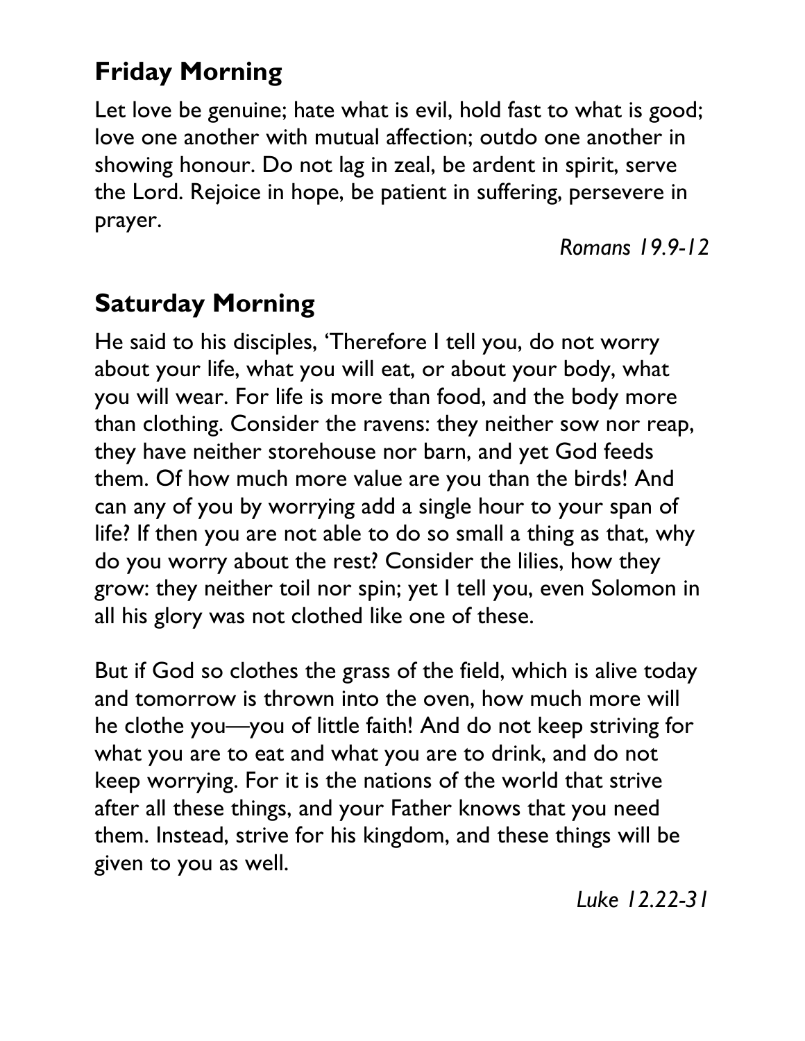## Friday Morning

Let love be genuine; hate what is evil, hold fast to what is good; love one another with mutual affection; outdo one another in showing honour. Do not lag in zeal, be ardent in spirit, serve the Lord. Rejoice in hope, be patient in suffering, persevere in prayer.

*Romans 19.9-12*

## Saturday Morning

He said to his disciples, 'Therefore I tell you, do not worry about your life, what you will eat, or about your body, what you will wear. For life is more than food, and the body more than clothing. Consider the ravens: they neither sow nor reap, they have neither storehouse nor barn, and yet God feeds them. Of how much more value are you than the birds! And can any of you by worrying add a single hour to your span of life? If then you are not able to do so small a thing as that, why do you worry about the rest? Consider the lilies, how they grow: they neither toil nor spin; yet I tell you, even Solomon in all his glory was not clothed like one of these.

But if God so clothes the grass of the field, which is alive today and tomorrow is thrown into the oven, how much more will he clothe you—you of little faith! And do not keep striving for what you are to eat and what you are to drink, and do not keep worrying. For it is the nations of the world that strive after all these things, and your Father knows that you need them. Instead, strive for his kingdom, and these things will be given to you as well.

*Luke 12.22-31*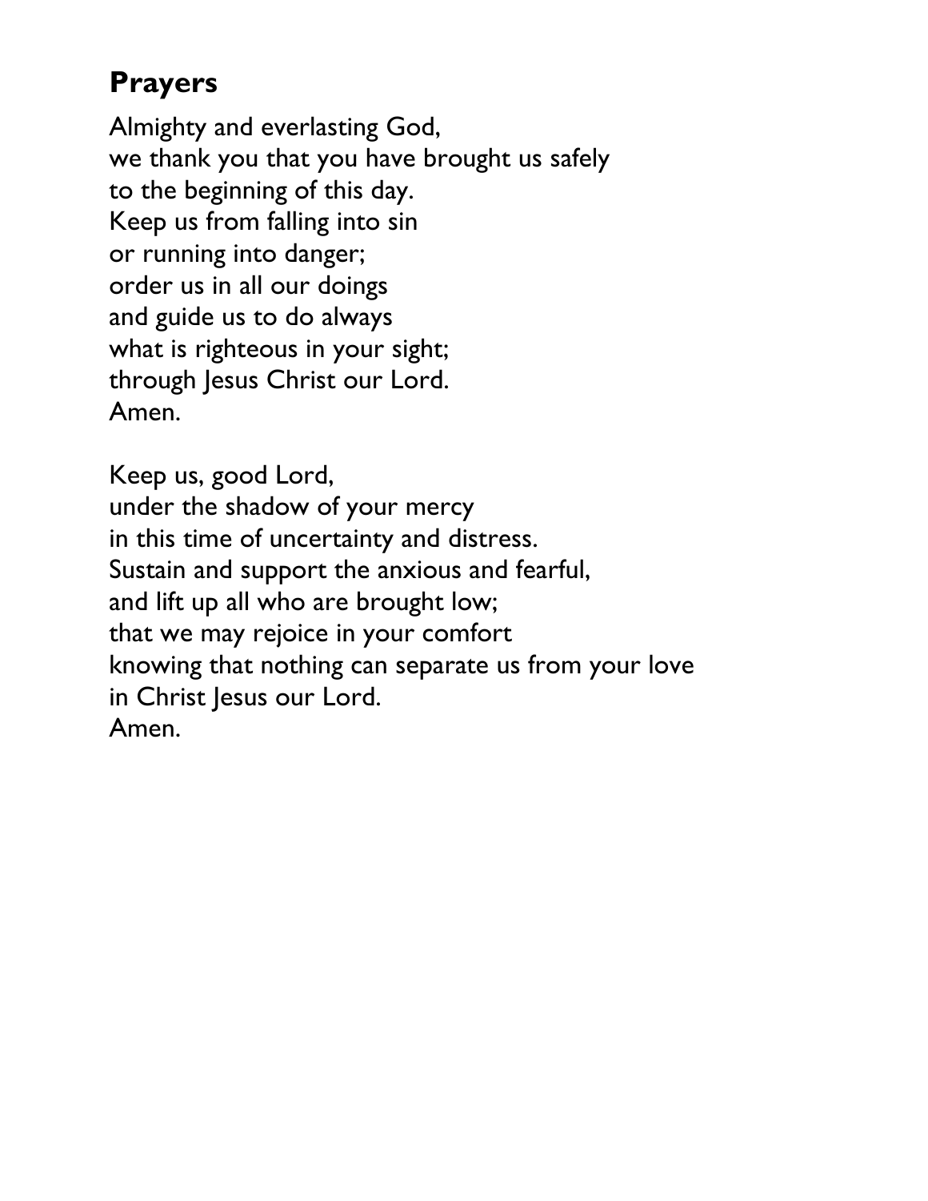## Prayers

Almighty and everlasting God,
we thank you that you have brought us safely
to the beginning of this day.
Keep us from falling into sin
or running into danger;
order us in all our doings
and guide us to do always
what is righteous in your sight;
through Jesus Christ our Lord.
Amen.

Keep us, good Lord,
under the shadow of your mercy
in this time of uncertainty and distress.
Sustain and support the anxious and fearful,
and lift up all who are brought low;
that we may rejoice in your comfort
knowing that nothing can separate us from your love
in Christ Jesus our Lord.
Amen.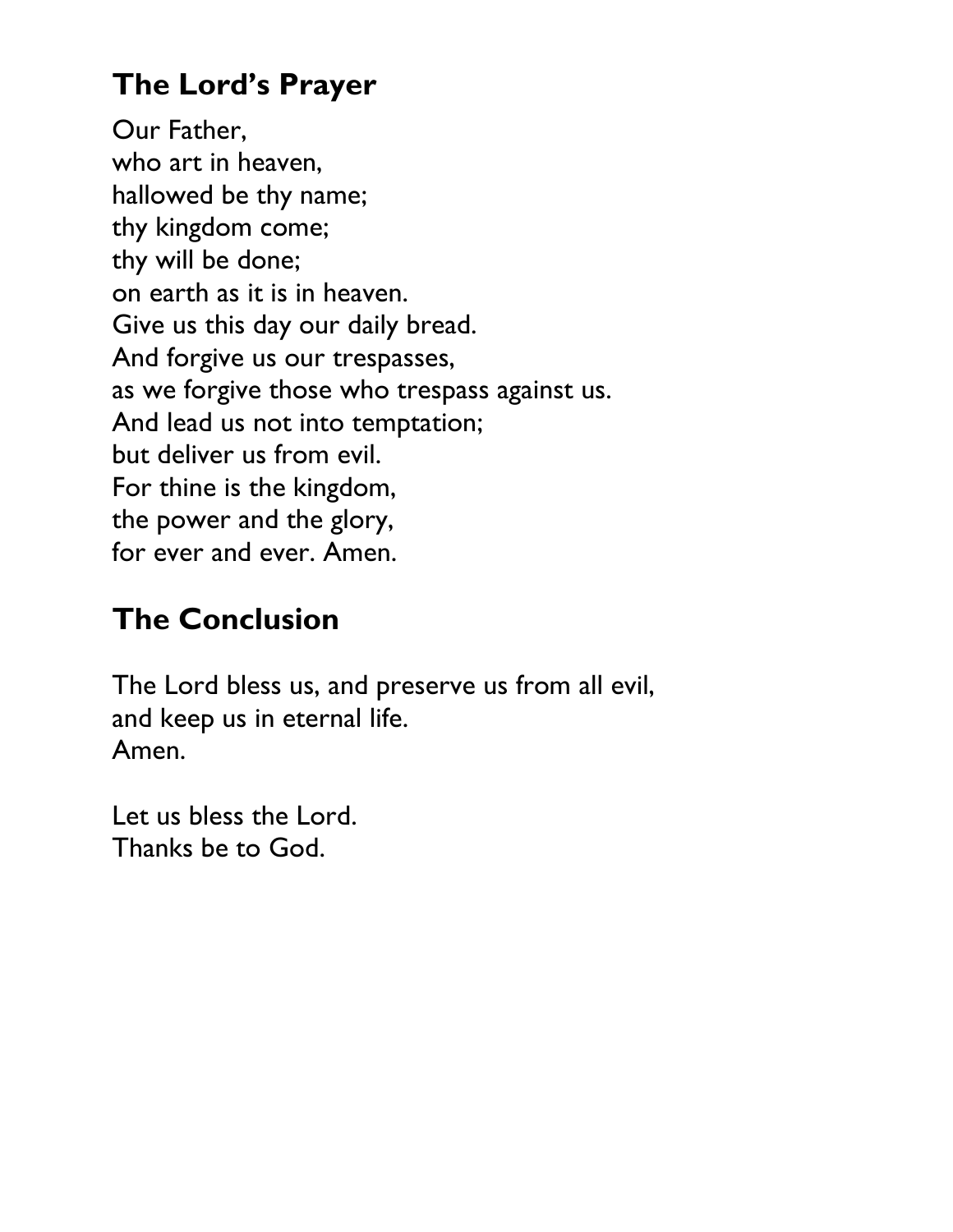## The Lord's Prayer

Our Father,
who art in heaven,
hallowed be thy name;
thy kingdom come;
thy will be done;
on earth as it is in heaven.
Give us this day our daily bread.
And forgive us our trespasses,
as we forgive those who trespass against us.
And lead us not into temptation;
but deliver us from evil.
For thine is the kingdom,
the power and the glory,
for ever and ever. Amen.

## The Conclusion

The Lord bless us, and preserve us from all evil,
and keep us in eternal life.
Amen.

Let us bless the Lord.
Thanks be to God.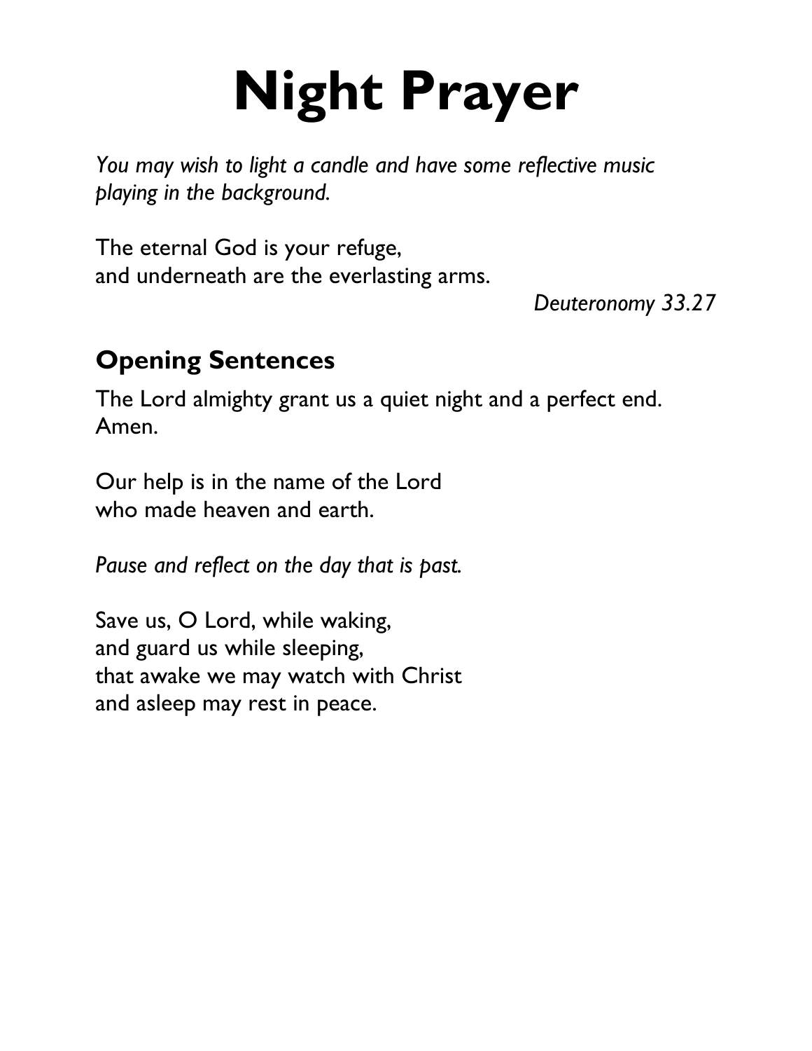# Night Prayer

*You may wish to light a candle and have some reflective music playing in the background.*

The eternal God is your refuge,
and underneath are the everlasting arms.

*Deuteronomy 33.27*

## Opening Sentences

The Lord almighty grant us a quiet night and a perfect end.
Amen.

Our help is in the name of the Lord
who made heaven and earth.

*Pause and reflect on the day that is past.*

Save us, O Lord, while waking,
and guard us while sleeping,
that awake we may watch with Christ
and asleep may rest in peace.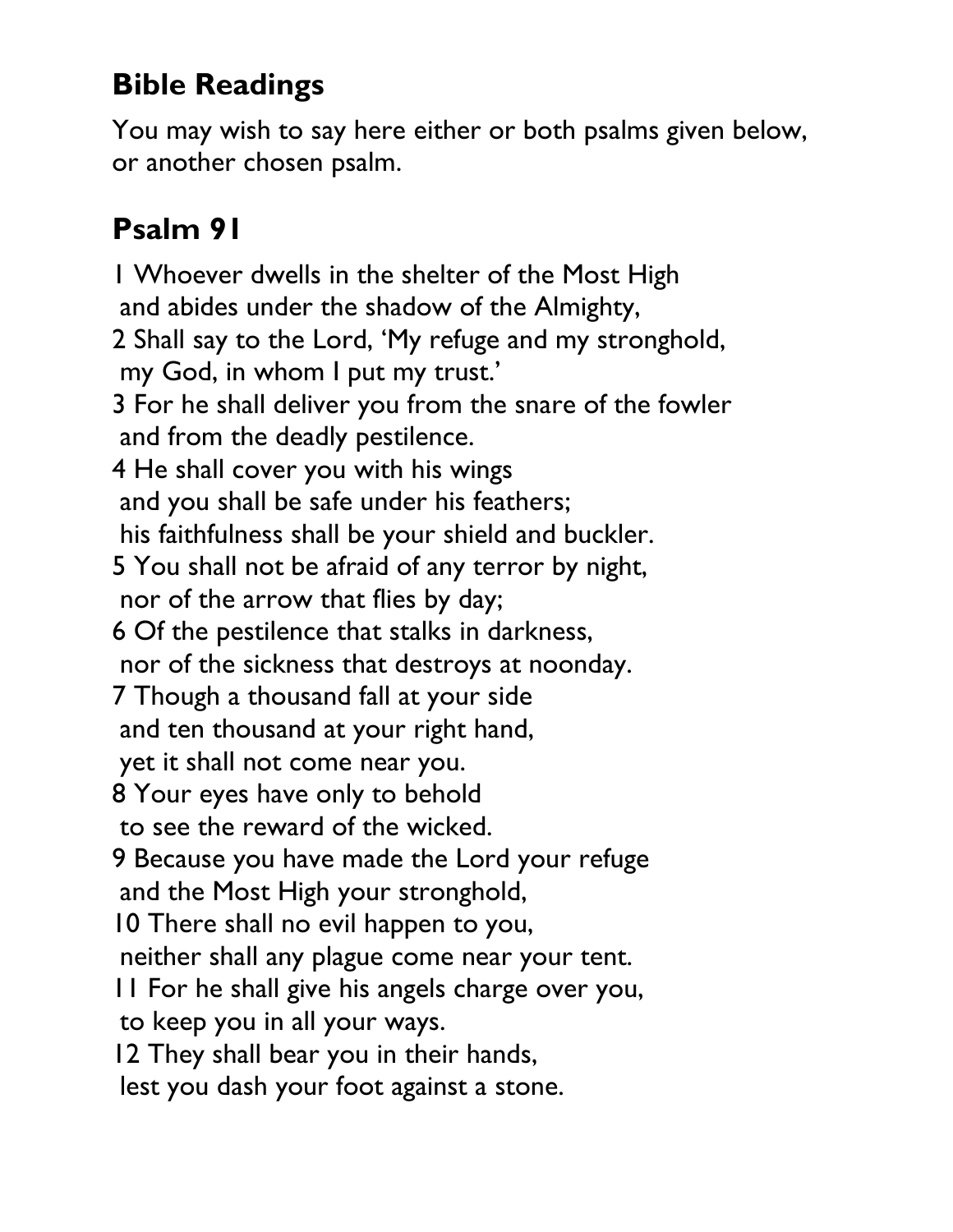## Bible Readings

You may wish to say here either or both psalms given below, or another chosen psalm.

## Psalm 91

1 Whoever dwells in the shelter of the Most High
 and abides under the shadow of the Almighty,
2 Shall say to the Lord, 'My refuge and my stronghold,
 my God, in whom I put my trust.'
3 For he shall deliver you from the snare of the fowler
 and from the deadly pestilence.
4 He shall cover you with his wings
 and you shall be safe under his feathers;
 his faithfulness shall be your shield and buckler.
5 You shall not be afraid of any terror by night,
 nor of the arrow that flies by day;
6 Of the pestilence that stalks in darkness,
 nor of the sickness that destroys at noonday.
7 Though a thousand fall at your side
 and ten thousand at your right hand,
 yet it shall not come near you.
8 Your eyes have only to behold
 to see the reward of the wicked.
9 Because you have made the Lord your refuge
 and the Most High your stronghold,
10 There shall no evil happen to you,
 neither shall any plague come near your tent.
11 For he shall give his angels charge over you,
 to keep you in all your ways.
12 They shall bear you in their hands,
 lest you dash your foot against a stone.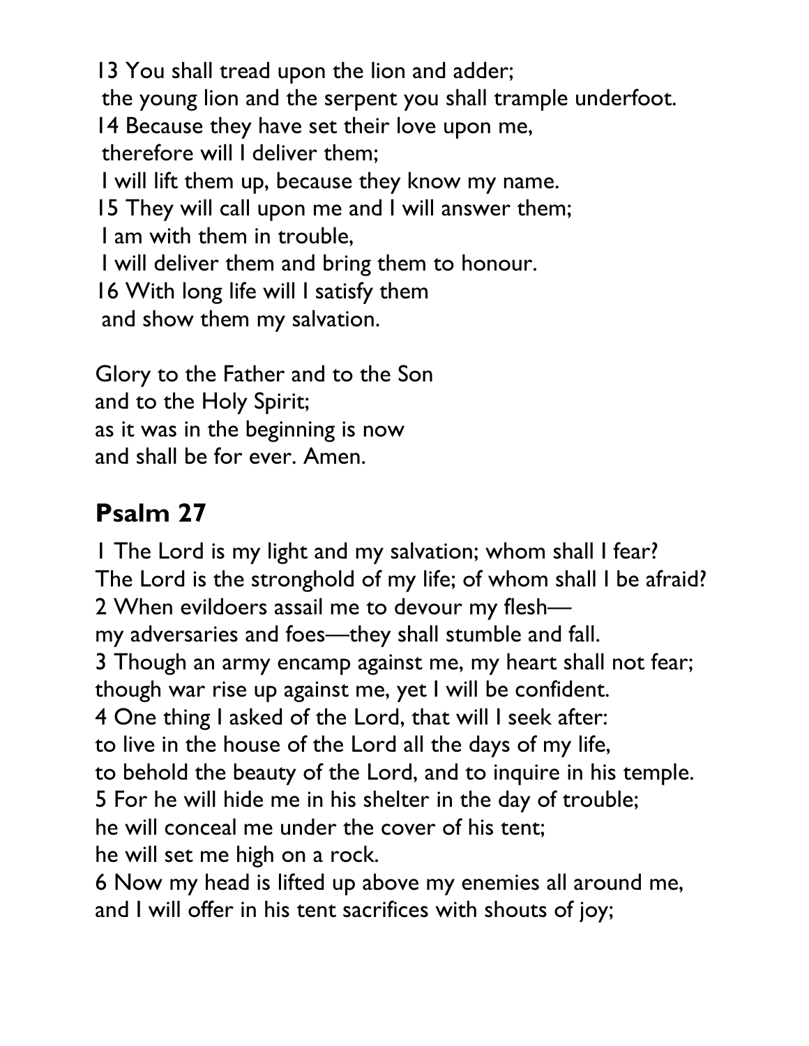13 You shall tread upon the lion and adder;  
 the young lion and the serpent you shall trample underfoot.  
14 Because they have set their love upon me,  
 therefore will I deliver them;  
 I will lift them up, because they know my name.  
15 They will call upon me and I will answer them;  
 I am with them in trouble,  
 I will deliver them and bring them to honour.  
16 With long life will I satisfy them  
 and show them my salvation.

Glory to the Father and to the Son  
and to the Holy Spirit;  
as it was in the beginning is now  
and shall be for ever. Amen.

## Psalm 27

1 The Lord is my light and my salvation; whom shall I fear?  
The Lord is the stronghold of my life; of whom shall I be afraid?  
2 When evildoers assail me to devour my flesh—  
my adversaries and foes—they shall stumble and fall.  
3 Though an army encamp against me, my heart shall not fear;  
though war rise up against me, yet I will be confident.  
4 One thing I asked of the Lord, that will I seek after:  
to live in the house of the Lord all the days of my life,  
to behold the beauty of the Lord, and to inquire in his temple.  
5 For he will hide me in his shelter in the day of trouble;  
he will conceal me under the cover of his tent;  
he will set me high on a rock.  
6 Now my head is lifted up above my enemies all around me,  
and I will offer in his tent sacrifices with shouts of joy;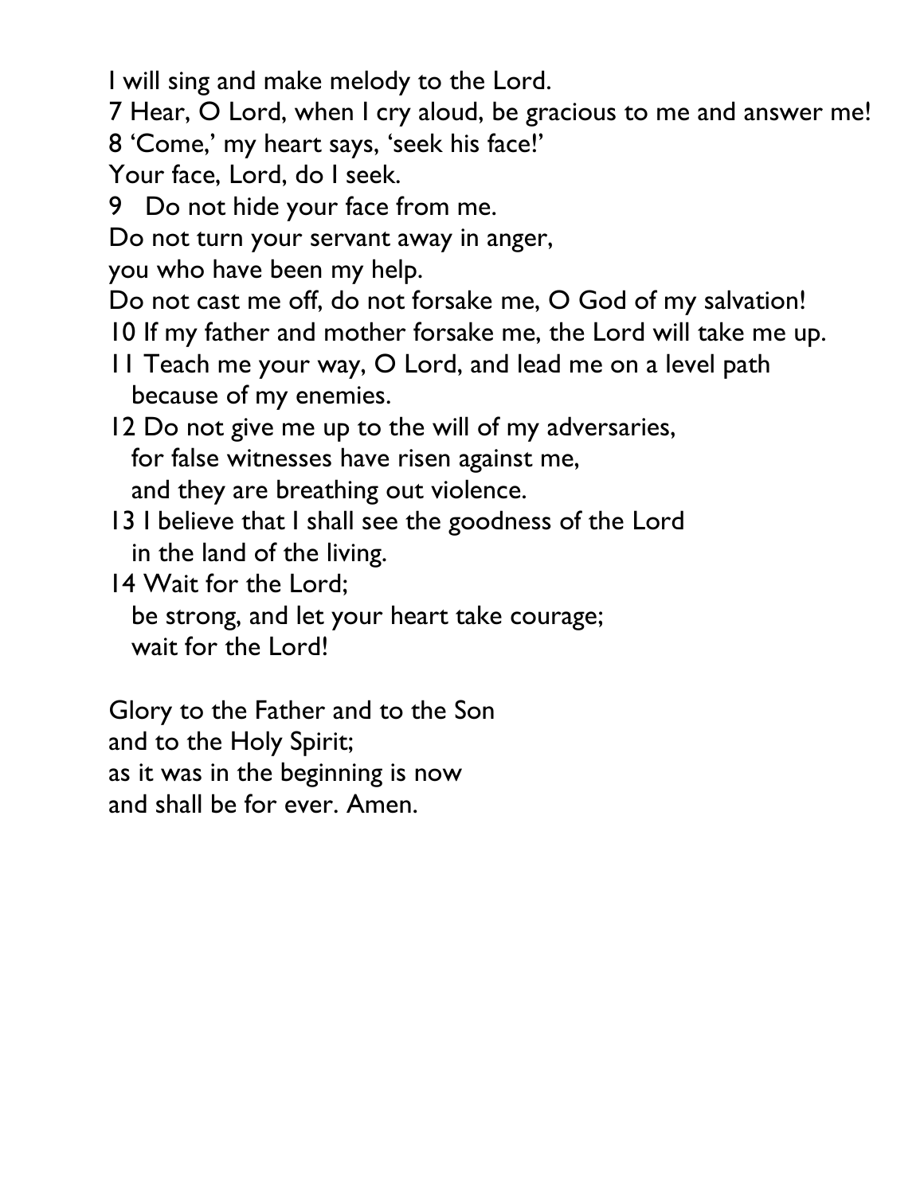I will sing and make melody to the Lord.

7 Hear, O Lord, when I cry aloud, be gracious to me and answer me!

8 'Come,' my heart says, 'seek his face!'

Your face, Lord, do I seek.

9 Do not hide your face from me.

Do not turn your servant away in anger,

you who have been my help.

Do not cast me off, do not forsake me, O God of my salvation!

10 If my father and mother forsake me, the Lord will take me up.

11 Teach me your way, O Lord, and lead me on a level path
because of my enemies.

12 Do not give me up to the will of my adversaries,
for false witnesses have risen against me,
and they are breathing out violence.

13 I believe that I shall see the goodness of the Lord
in the land of the living.

14 Wait for the Lord;
be strong, and let your heart take courage;
wait for the Lord!

Glory to the Father and to the Son
and to the Holy Spirit;
as it was in the beginning is now
and shall be for ever. Amen.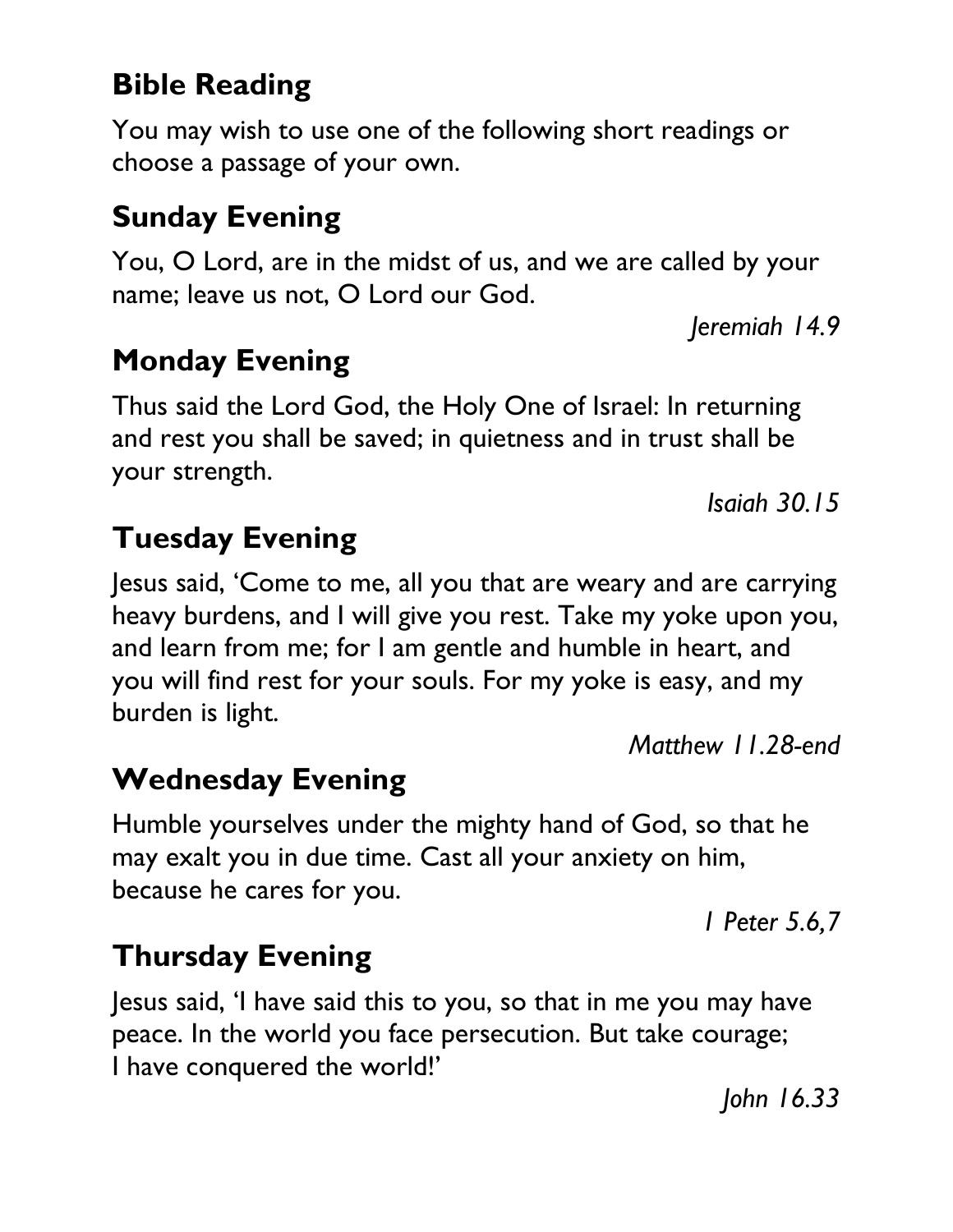## Bible Reading

You may wish to use one of the following short readings or choose a passage of your own.

## Sunday Evening

You, O Lord, are in the midst of us, and we are called by your name; leave us not, O Lord our God.

*Jeremiah 14.9*

## Monday Evening

Thus said the Lord God, the Holy One of Israel: In returning and rest you shall be saved; in quietness and in trust shall be your strength.

*Isaiah 30.15*

## Tuesday Evening

Jesus said, 'Come to me, all you that are weary and are carrying heavy burdens, and I will give you rest. Take my yoke upon you, and learn from me; for I am gentle and humble in heart, and you will find rest for your souls. For my yoke is easy, and my burden is light.

*Matthew 11.28-end*

## Wednesday Evening

Humble yourselves under the mighty hand of God, so that he may exalt you in due time. Cast all your anxiety on him, because he cares for you.

*1 Peter 5.6,7*

## Thursday Evening

Jesus said, 'I have said this to you, so that in me you may have peace. In the world you face persecution. But take courage; I have conquered the world!'

*John 16.33*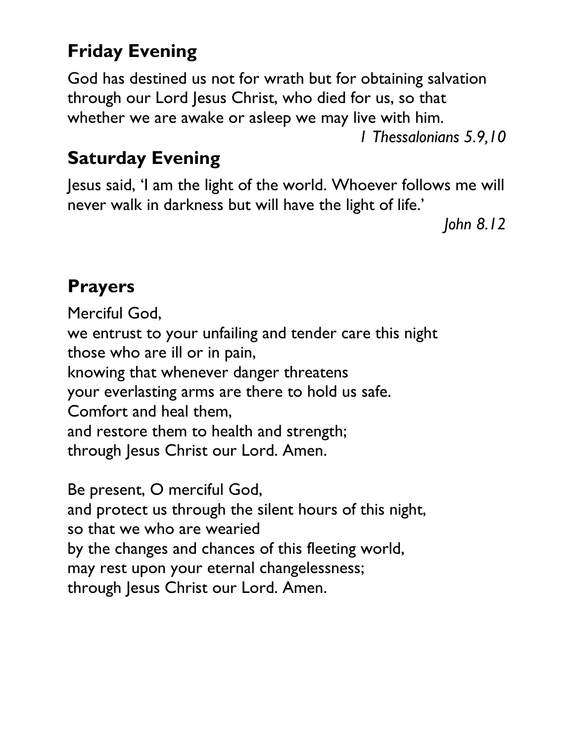## Friday Evening

God has destined us not for wrath but for obtaining salvation through our Lord Jesus Christ, who died for us, so that whether we are awake or asleep we may live with him.

*1 Thessalonians 5.9,10*

## Saturday Evening

Jesus said, 'I am the light of the world. Whoever follows me will never walk in darkness but will have the light of life.'

*John 8.12*

## Prayers

Merciful God,
we entrust to your unfailing and tender care this night
those who are ill or in pain,
knowing that whenever danger threatens
your everlasting arms are there to hold us safe.
Comfort and heal them,
and restore them to health and strength;
through Jesus Christ our Lord. Amen.

Be present, O merciful God,
and protect us through the silent hours of this night,
so that we who are wearied
by the changes and chances of this fleeting world,
may rest upon your eternal changelessness;
through Jesus Christ our Lord. Amen.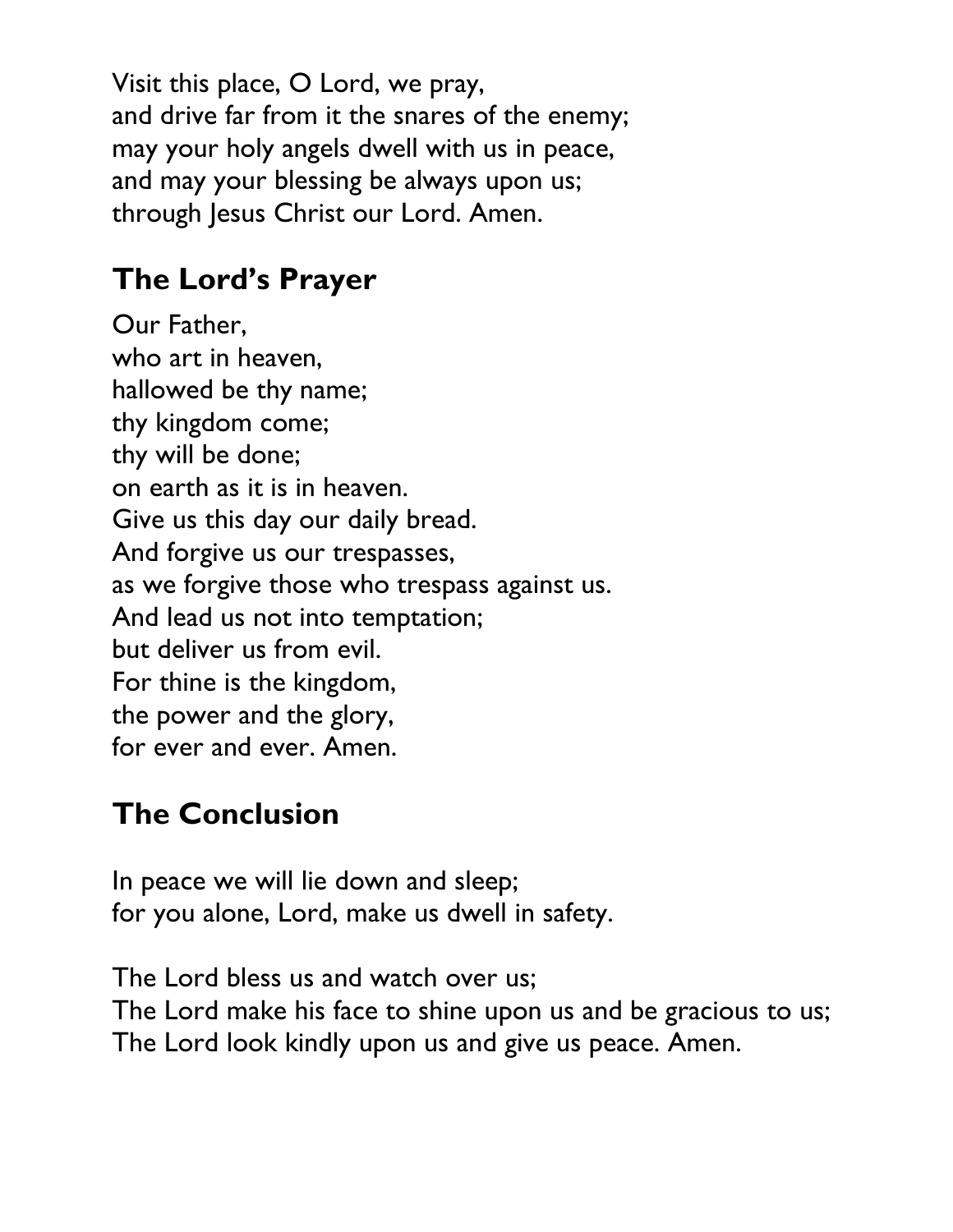Visit this place, O Lord, we pray,
and drive far from it the snares of the enemy;
may your holy angels dwell with us in peace,
and may your blessing be always upon us;
through Jesus Christ our Lord. Amen.

## The Lord's Prayer

Our Father,
who art in heaven,
hallowed be thy name;
thy kingdom come;
thy will be done;
on earth as it is in heaven.
Give us this day our daily bread.
And forgive us our trespasses,
as we forgive those who trespass against us.
And lead us not into temptation;
but deliver us from evil.
For thine is the kingdom,
the power and the glory,
for ever and ever. Amen.

## The Conclusion

In peace we will lie down and sleep;
for you alone, Lord, make us dwell in safety.

The Lord bless us and watch over us;
The Lord make his face to shine upon us and be gracious to us;
The Lord look kindly upon us and give us peace. Amen.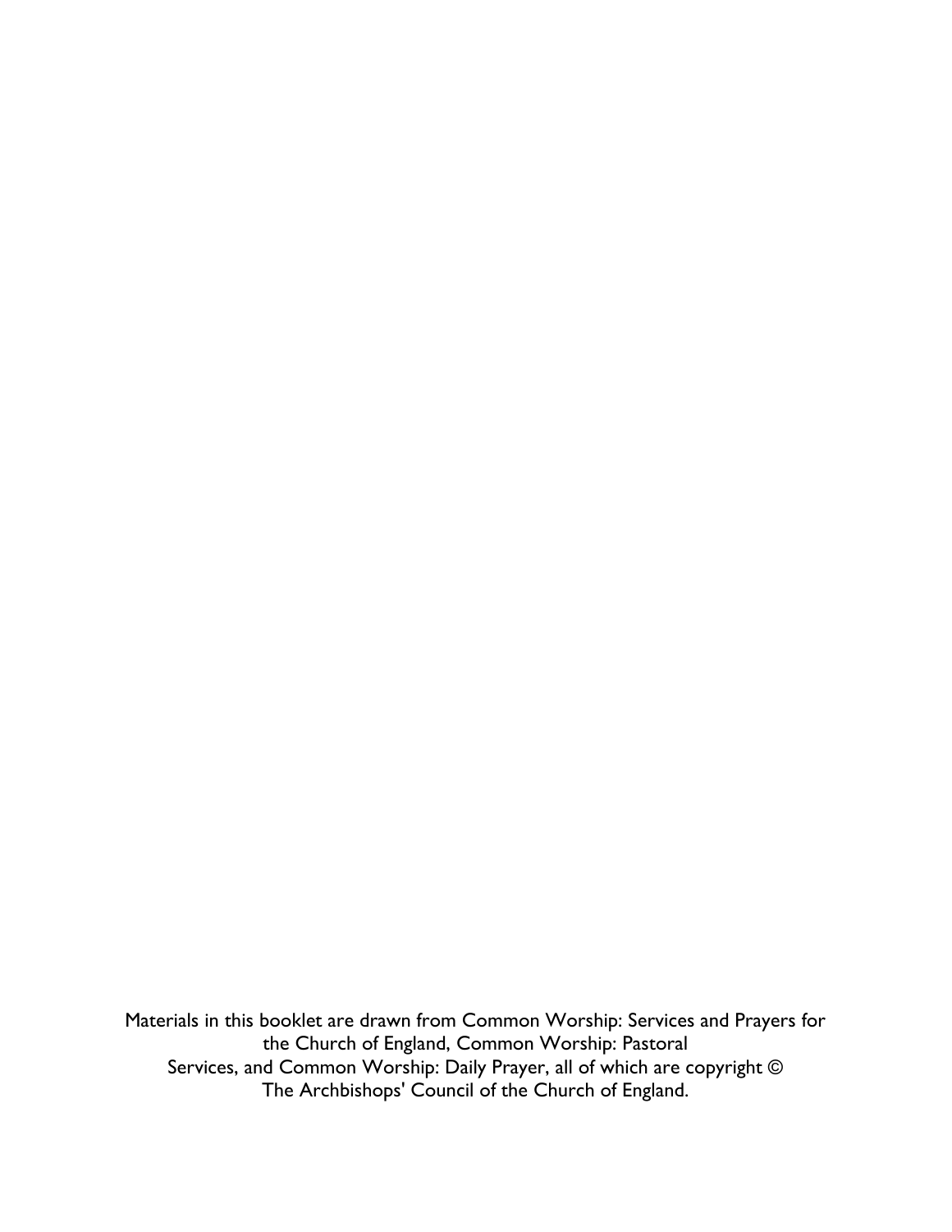Materials in this booklet are drawn from Common Worship: Services and Prayers for the Church of England, Common Worship: Pastoral Services, and Common Worship: Daily Prayer, all of which are copyright © The Archbishops' Council of the Church of England.